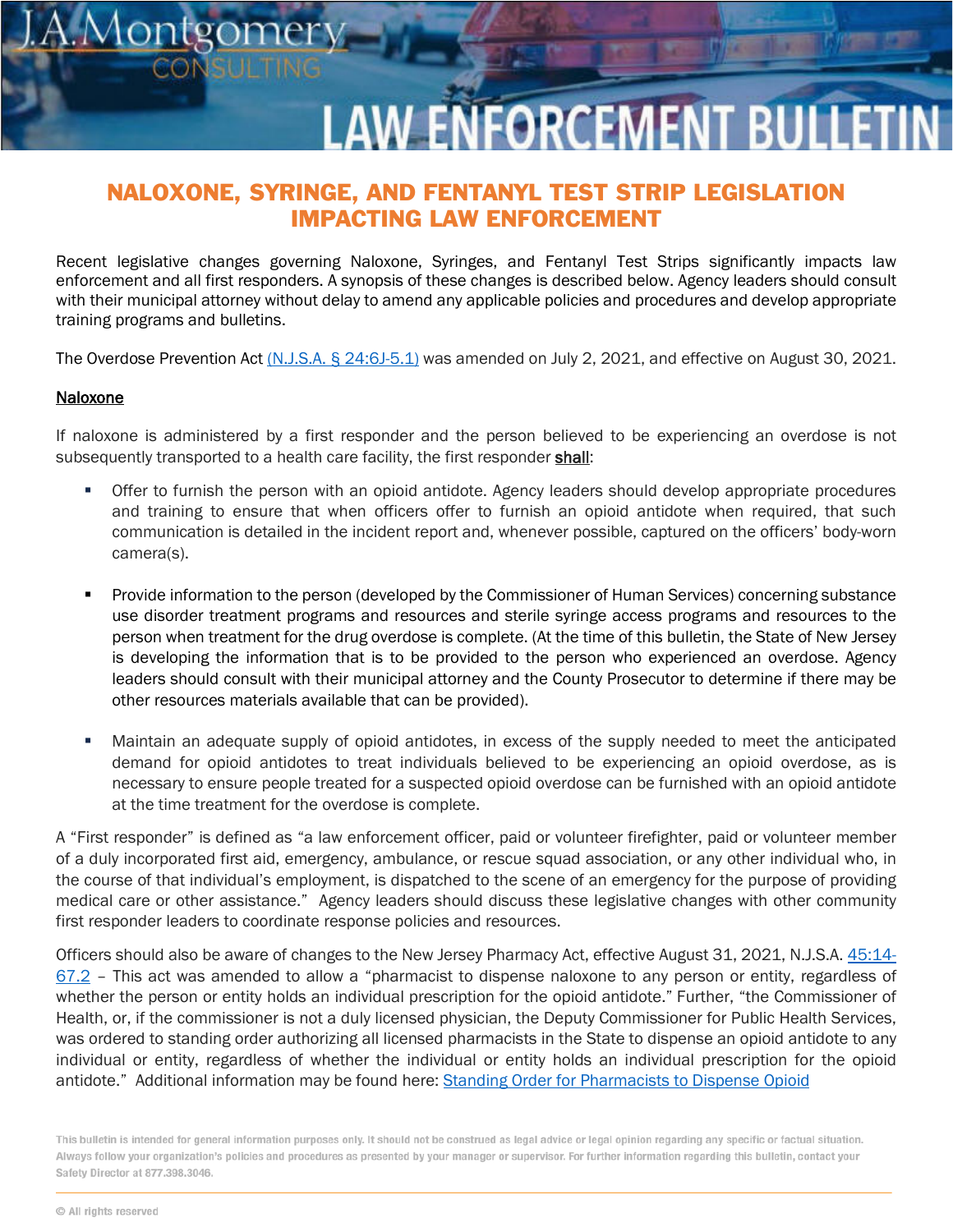# LAW ENFORCEMENT BULLETIN

## NALOXONE, SYRINGE, AND FENTANYL TEST STRIP LEGISLATION IMPACTING LAW ENFORCEMENT

Recent legislative changes governing Naloxone, Syringes, and Fentanyl Test Strips significantly impacts law enforcement and all first responders. A synopsis of these changes is described below. Agency leaders should consult with their municipal attorney without delay to amend any applicable policies and procedures and develop appropriate training programs and bulletins.

The Overdose Prevention Act (N.J.S.A. § 24:6J-5.1) was amended on July 2, 2021, and effective on August 30, 2021.

### Naloxone

If naloxone is administered by a first responder and the person believed to be experiencing an overdose is not subsequently transported to a health care facility, the first responder **shall**:

- Offer to furnish the person with an opioid antidote. Agency leaders should develop appropriate procedures and training to ensure that when officers offer to furnish an opioid antidote when required, that such communication is detailed in the incident report and, whenever possible, captured on the officers' body-worn camera(s).
- Provide information to the person (developed by the Commissioner of Human Services) concerning substance use disorder treatment programs and resources and sterile syringe access programs and resources to the person when treatment for the drug overdose is complete. (At the time of this bulletin, the State of New Jersey is developing the information that is to be provided to the person who experienced an overdose. Agency leaders should consult with their municipal attorney and the County Prosecutor to determine if there may be other resources materials available that can be provided).
- Maintain an adequate supply of opioid antidotes, in excess of the supply needed to meet the anticipated demand for opioid antidotes to treat individuals believed to be experiencing an opioid overdose, as is necessary to ensure people treated for a suspected opioid overdose can be furnished with an opioid antidote at the time treatment for the overdose is complete.

A "First responder" is defined as "a law enforcement officer, paid or volunteer firefighter, paid or volunteer member of a duly incorporated first aid, emergency, ambulance, or rescue squad association, or any other individual who, in the course of that individual's employment, is dispatched to the scene of an emergency for the purpose of providing medical care or other assistance." Agency leaders should discuss these legislative changes with other community first responder leaders to coordinate response policies and resources.

Officers should also be aware of changes to the New Jersey Pharmacy Act, effective August 31, 2021, N.J.S.A. 45:14-67.2 – This act was amended to allow a "pharmacist to dispense naloxone to any person or entity, regardless of whether the person or entity holds an individual prescription for the opioid antidote." Further, "the Commissioner of Health, or, if the commissioner is not a duly licensed physician, the Deputy Commissioner for Public Health Services, was ordered to standing order authorizing all licensed pharmacists in the State to dispense an opioid antidote to any individual or entity, regardless of whether the individual or entity holds an individual prescription for the opioid antidote." Additional information may be found here: Standing Order for Pharmacists to Dispense Opioid

This bulletin is intended for general information purposes only. It should not be construed as legal advice or legal opinion regarding any specific or factual situation. Always follow your organization's policies and procedures as presented by your manager or supervisor. For further information regarding this bulletin, contact your Safety Director at 877.398.3046.

© All rights reserved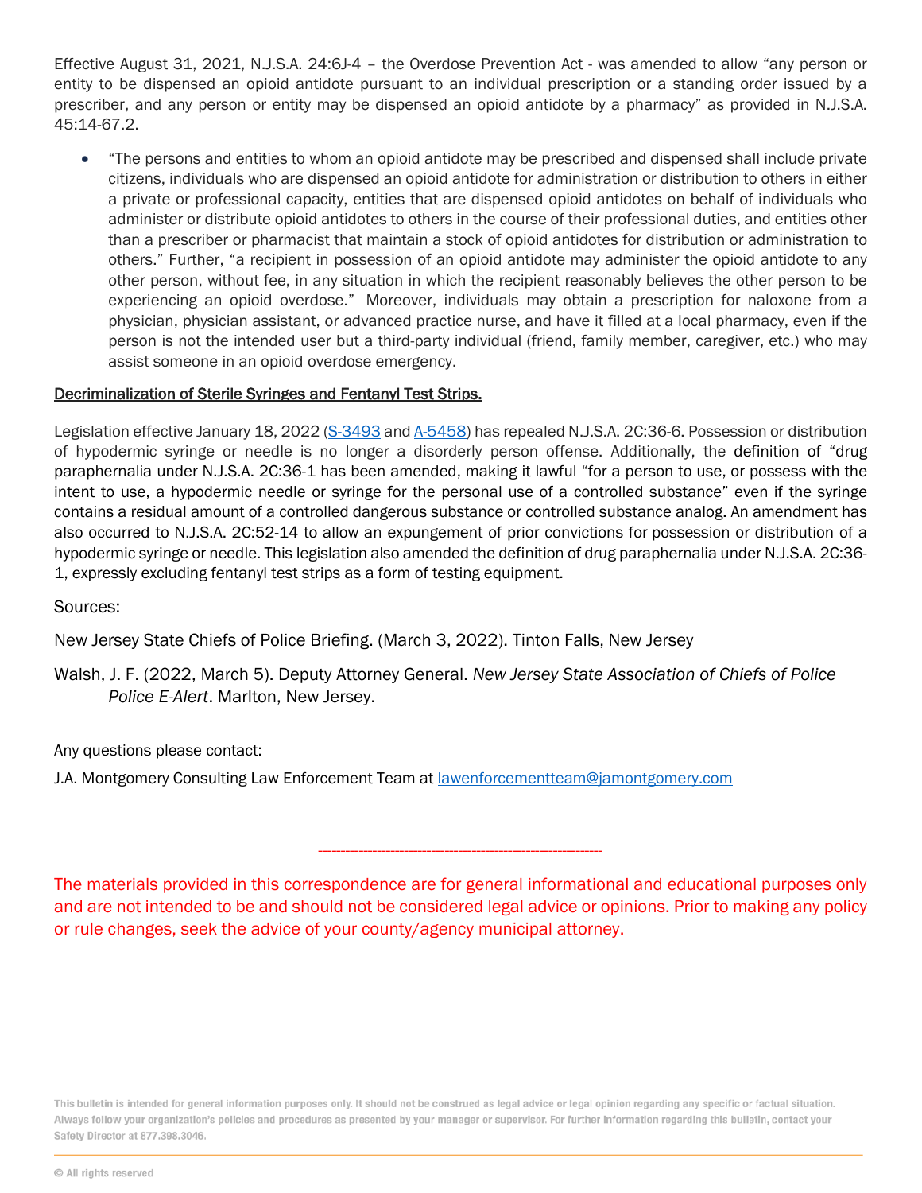Effective August 31, 2021, N.J.S.A. 24:6J-4 – the Overdose Prevention Act - was amended to allow "any person or entity to be dispensed an opioid antidote pursuant to an individual prescription or a standing order issued by a prescriber, and any person or entity may be dispensed an opioid antidote by a pharmacy" as provided in N.J.S.A. 45:14-67.2.

- "The persons and entities to whom an opioid antidote may be prescribed and dispensed shall include private citizens, individuals who are dispensed an opioid antidote for administration or distribution to others in either a private or professional capacity, entities that are dispensed opioid antidotes on behalf of individuals who administer or distribute opioid antidotes to others in the course of their professional duties, and entities other than a prescriber or pharmacist that maintain a stock of opioid antidotes for distribution or administration to others." Further, "a recipient in possession of an opioid antidote may administer the opioid antidote to any other person, without fee, in any situation in which the recipient reasonably believes the other person to be experiencing an opioid overdose." Moreover, individuals may obtain a prescription for naloxone from a physician, physician assistant, or advanced practice nurse, and have it filled at a local pharmacy, even if the person is not the intended user but a third-party individual (friend, family member, caregiver, etc.) who may assist someone in an opioid overdose emergency.

**Decriminalization of Sterile Syringes and Fentanyl Test Strips.**

Legislation effective January 18, 2022 (S-3493 and A-5458) has repealed N.J.S.A. 2C:36-6. Possession or distribution of hypodermic syringe or needle is no longer a disorderly person offense. Additionally, the definition of "drug paraphernalia under N.J.S.A. 2C:36-1 has been amended, making it lawful "for a person to use, or possess with the intent to use, a hypodermic needle or syringe for the personal use of a controlled substance" even if the syringe contains a residual amount of a controlled dangerous substance or controlled substance analog. An amendment has also occurred to N.J.S.A. 2C:52-14 to allow an expungement of prior convictions for possession or distribution of a hypodermic syringe or needle. This legislation also amended the definition of drug paraphernalia under N.J.S.A. 2C:36-1, expressly excluding fentanyl test strips as a form of testing equipment.

Sources:

New Jersey State Chiefs of Police Briefing. (March 3, 2022). Tinton Falls, New Jersey

Walsh, J. F. (2022, March 5). Deputy Attorney General. *New Jersey State Association of Chiefs of Police Police E-Alert*. Marlton, New Jersey.

Any questions please contact:

J.A. Montgomery Consulting Law Enforcement Team at lawenforcementteam@jamontgomery.com

---

The materials provided in this correspondence are for general informational and educational purposes only and are not intended to be and should not be considered legal advice or opinions. Prior to making any policy or rule changes, seek the advice of your county/agency municipal attorney.

This bulletin is intended for general information purposes only. It should not be construed as legal advice or legal opinion regarding any specific or factual situation. Always follow your organization's policies and procedures as presented by your manager or supervisor. For further information regarding this bulletin, contact your Safety Director at 877.398.3046.

© All rights reserved